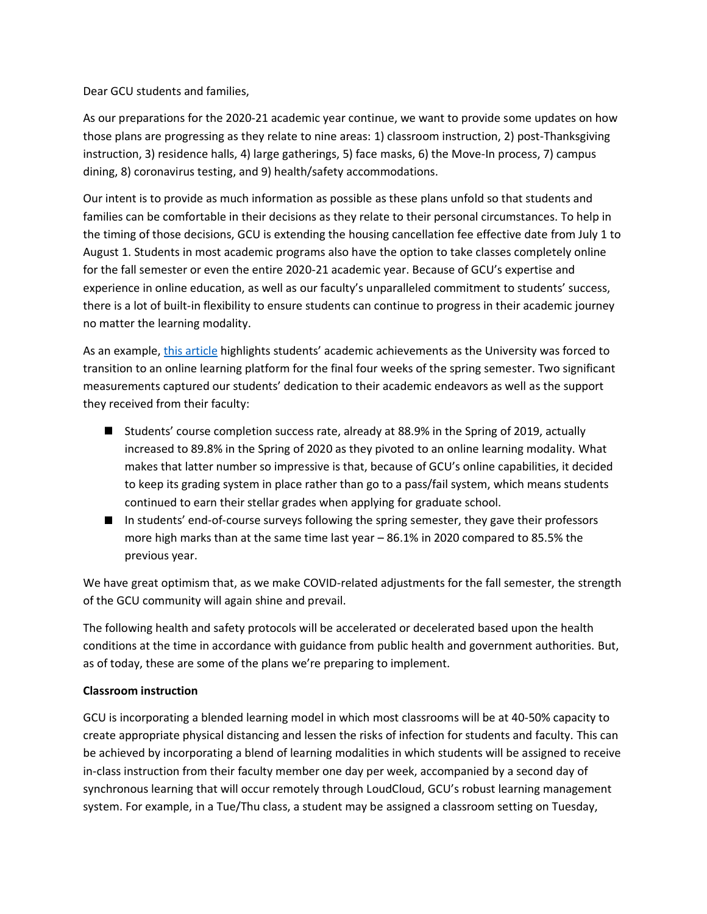Dear GCU students and families,

As our preparations for the 2020-21 academic year continue, we want to provide some updates on how those plans are progressing as they relate to nine areas: 1) classroom instruction, 2) post-Thanksgiving instruction, 3) residence halls, 4) large gatherings, 5) face masks, 6) the Move-In process, 7) campus dining, 8) coronavirus testing, and 9) health/safety accommodations.

Our intent is to provide as much information as possible as these plans unfold so that students and families can be comfortable in their decisions as they relate to their personal circumstances. To help in the timing of those decisions, GCU is extending the housing cancellation fee effective date from July 1 to August 1. Students in most academic programs also have the option to take classes completely online for the fall semester or even the entire 2020-21 academic year. Because of GCU's expertise and experience in online education, as well as our faculty's unparalleled commitment to students' success, there is a lot of built-in flexibility to ensure students can continue to progress in their academic journey no matter the learning modality.

As an example, this article highlights students' academic achievements as the University was forced to transition to an online learning platform for the final four weeks of the spring semester. Two significant measurements captured our students' dedication to their academic endeavors as well as the support they received from their faculty:

- Students' course completion success rate, already at 88.9% in the Spring of 2019, actually increased to 89.8% in the Spring of 2020 as they pivoted to an online learning modality. What makes that latter number so impressive is that, because of GCU's online capabilities, it decided to keep its grading system in place rather than go to a pass/fail system, which means students continued to earn their stellar grades when applying for graduate school.
- In students' end-of-course surveys following the spring semester, they gave their professors more high marks than at the same time last year – 86.1% in 2020 compared to 85.5% the previous year.

We have great optimism that, as we make COVID-related adjustments for the fall semester, the strength of the GCU community will again shine and prevail.

The following health and safety protocols will be accelerated or decelerated based upon the health conditions at the time in accordance with guidance from public health and government authorities. But, as of today, these are some of the plans we're preparing to implement.

**Classroom instruction**

GCU is incorporating a blended learning model in which most classrooms will be at 40-50% capacity to create appropriate physical distancing and lessen the risks of infection for students and faculty. This can be achieved by incorporating a blend of learning modalities in which students will be assigned to receive in-class instruction from their faculty member one day per week, accompanied by a second day of synchronous learning that will occur remotely through LoudCloud, GCU's robust learning management system. For example, in a Tue/Thu class, a student may be assigned a classroom setting on Tuesday,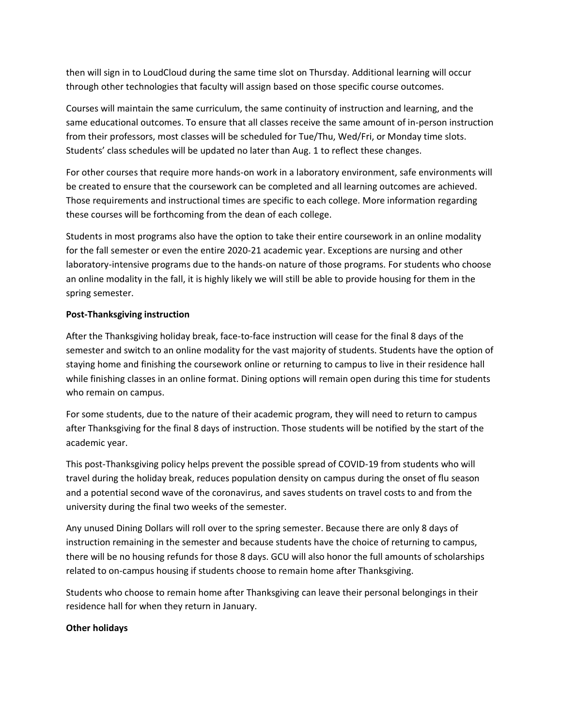then will sign in to LoudCloud during the same time slot on Thursday. Additional learning will occur through other technologies that faculty will assign based on those specific course outcomes.

Courses will maintain the same curriculum, the same continuity of instruction and learning, and the same educational outcomes. To ensure that all classes receive the same amount of in-person instruction from their professors, most classes will be scheduled for Tue/Thu, Wed/Fri, or Monday time slots. Students' class schedules will be updated no later than Aug. 1 to reflect these changes.

For other courses that require more hands-on work in a laboratory environment, safe environments will be created to ensure that the coursework can be completed and all learning outcomes are achieved. Those requirements and instructional times are specific to each college. More information regarding these courses will be forthcoming from the dean of each college.

Students in most programs also have the option to take their entire coursework in an online modality for the fall semester or even the entire 2020-21 academic year. Exceptions are nursing and other laboratory-intensive programs due to the hands-on nature of those programs. For students who choose an online modality in the fall, it is highly likely we will still be able to provide housing for them in the spring semester.

**Post-Thanksgiving instruction**

After the Thanksgiving holiday break, face-to-face instruction will cease for the final 8 days of the semester and switch to an online modality for the vast majority of students. Students have the option of staying home and finishing the coursework online or returning to campus to live in their residence hall while finishing classes in an online format. Dining options will remain open during this time for students who remain on campus.

For some students, due to the nature of their academic program, they will need to return to campus after Thanksgiving for the final 8 days of instruction. Those students will be notified by the start of the academic year.

This post-Thanksgiving policy helps prevent the possible spread of COVID-19 from students who will travel during the holiday break, reduces population density on campus during the onset of flu season and a potential second wave of the coronavirus, and saves students on travel costs to and from the university during the final two weeks of the semester.

Any unused Dining Dollars will roll over to the spring semester. Because there are only 8 days of instruction remaining in the semester and because students have the choice of returning to campus, there will be no housing refunds for those 8 days. GCU will also honor the full amounts of scholarships related to on-campus housing if students choose to remain home after Thanksgiving.

Students who choose to remain home after Thanksgiving can leave their personal belongings in their residence hall for when they return in January.

**Other holidays**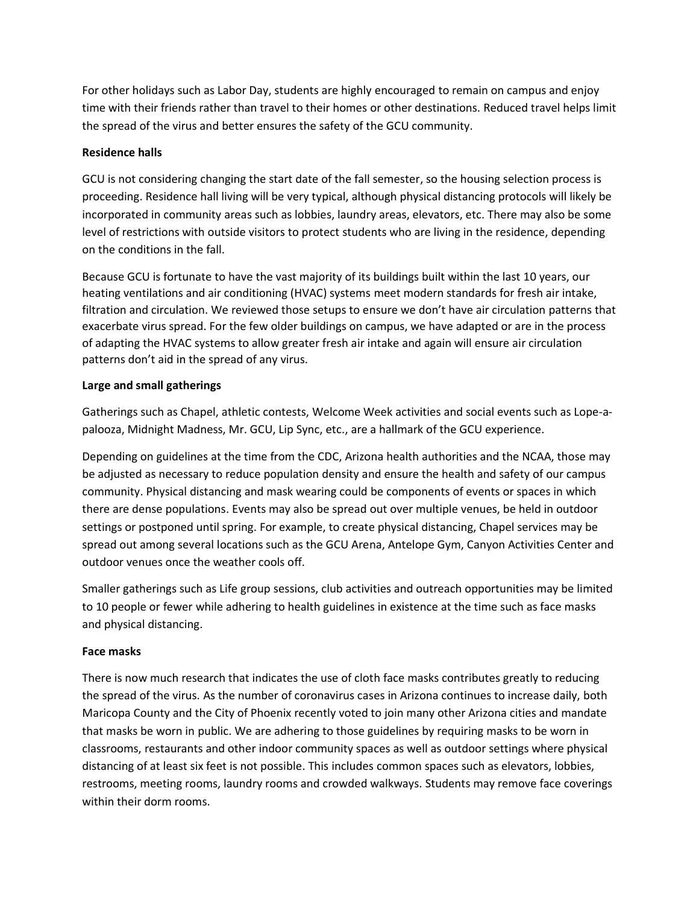For other holidays such as Labor Day, students are highly encouraged to remain on campus and enjoy time with their friends rather than travel to their homes or other destinations. Reduced travel helps limit the spread of the virus and better ensures the safety of the GCU community.

**Residence halls**

GCU is not considering changing the start date of the fall semester, so the housing selection process is proceeding. Residence hall living will be very typical, although physical distancing protocols will likely be incorporated in community areas such as lobbies, laundry areas, elevators, etc. There may also be some level of restrictions with outside visitors to protect students who are living in the residence, depending on the conditions in the fall.

Because GCU is fortunate to have the vast majority of its buildings built within the last 10 years, our heating ventilations and air conditioning (HVAC) systems meet modern standards for fresh air intake, filtration and circulation. We reviewed those setups to ensure we don't have air circulation patterns that exacerbate virus spread. For the few older buildings on campus, we have adapted or are in the process of adapting the HVAC systems to allow greater fresh air intake and again will ensure air circulation patterns don't aid in the spread of any virus.

**Large and small gatherings**

Gatherings such as Chapel, athletic contests, Welcome Week activities and social events such as Lope-a-palooza, Midnight Madness, Mr. GCU, Lip Sync, etc., are a hallmark of the GCU experience.

Depending on guidelines at the time from the CDC, Arizona health authorities and the NCAA, those may be adjusted as necessary to reduce population density and ensure the health and safety of our campus community. Physical distancing and mask wearing could be components of events or spaces in which there are dense populations. Events may also be spread out over multiple venues, be held in outdoor settings or postponed until spring. For example, to create physical distancing, Chapel services may be spread out among several locations such as the GCU Arena, Antelope Gym, Canyon Activities Center and outdoor venues once the weather cools off.

Smaller gatherings such as Life group sessions, club activities and outreach opportunities may be limited to 10 people or fewer while adhering to health guidelines in existence at the time such as face masks and physical distancing.

**Face masks**

There is now much research that indicates the use of cloth face masks contributes greatly to reducing the spread of the virus. As the number of coronavirus cases in Arizona continues to increase daily, both Maricopa County and the City of Phoenix recently voted to join many other Arizona cities and mandate that masks be worn in public. We are adhering to those guidelines by requiring masks to be worn in classrooms, restaurants and other indoor community spaces as well as outdoor settings where physical distancing of at least six feet is not possible. This includes common spaces such as elevators, lobbies, restrooms, meeting rooms, laundry rooms and crowded walkways. Students may remove face coverings within their dorm rooms.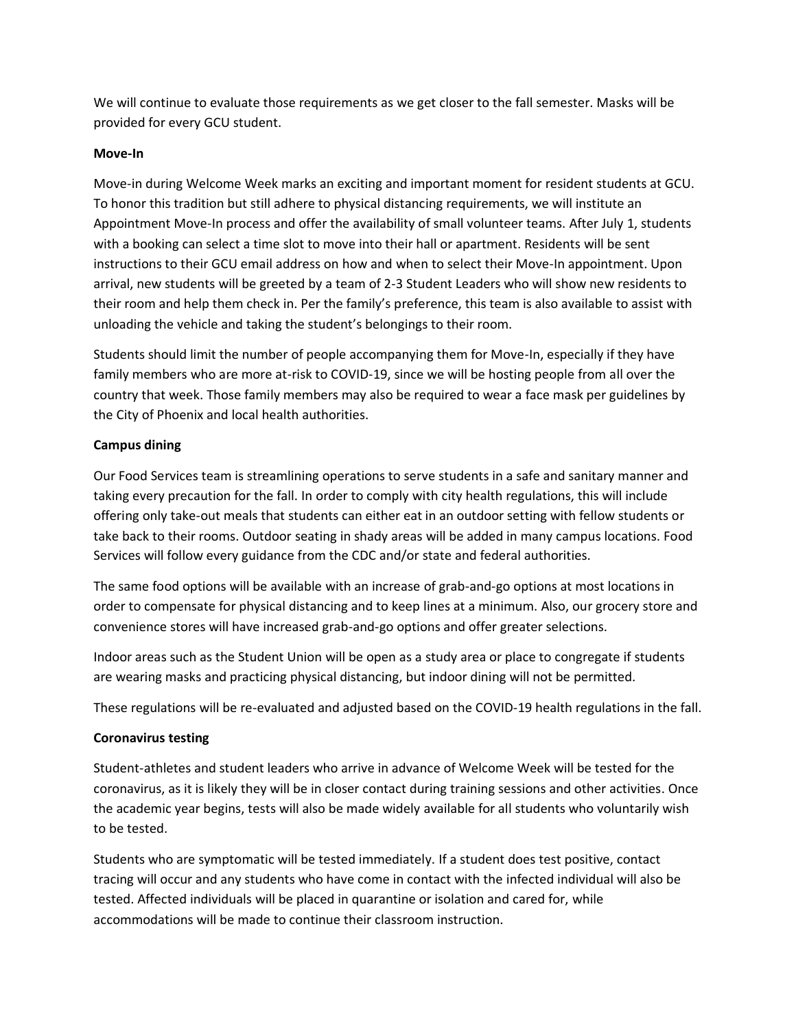We will continue to evaluate those requirements as we get closer to the fall semester. Masks will be provided for every GCU student.

**Move-In**

Move-in during Welcome Week marks an exciting and important moment for resident students at GCU. To honor this tradition but still adhere to physical distancing requirements, we will institute an Appointment Move-In process and offer the availability of small volunteer teams. After July 1, students with a booking can select a time slot to move into their hall or apartment. Residents will be sent instructions to their GCU email address on how and when to select their Move-In appointment. Upon arrival, new students will be greeted by a team of 2-3 Student Leaders who will show new residents to their room and help them check in. Per the family's preference, this team is also available to assist with unloading the vehicle and taking the student's belongings to their room.

Students should limit the number of people accompanying them for Move-In, especially if they have family members who are more at-risk to COVID-19, since we will be hosting people from all over the country that week. Those family members may also be required to wear a face mask per guidelines by the City of Phoenix and local health authorities.

**Campus dining**

Our Food Services team is streamlining operations to serve students in a safe and sanitary manner and taking every precaution for the fall. In order to comply with city health regulations, this will include offering only take-out meals that students can either eat in an outdoor setting with fellow students or take back to their rooms. Outdoor seating in shady areas will be added in many campus locations. Food Services will follow every guidance from the CDC and/or state and federal authorities.

The same food options will be available with an increase of grab-and-go options at most locations in order to compensate for physical distancing and to keep lines at a minimum. Also, our grocery store and convenience stores will have increased grab-and-go options and offer greater selections.

Indoor areas such as the Student Union will be open as a study area or place to congregate if students are wearing masks and practicing physical distancing, but indoor dining will not be permitted.

These regulations will be re-evaluated and adjusted based on the COVID-19 health regulations in the fall.

**Coronavirus testing**

Student-athletes and student leaders who arrive in advance of Welcome Week will be tested for the coronavirus, as it is likely they will be in closer contact during training sessions and other activities. Once the academic year begins, tests will also be made widely available for all students who voluntarily wish to be tested.

Students who are symptomatic will be tested immediately. If a student does test positive, contact tracing will occur and any students who have come in contact with the infected individual will also be tested. Affected individuals will be placed in quarantine or isolation and cared for, while accommodations will be made to continue their classroom instruction.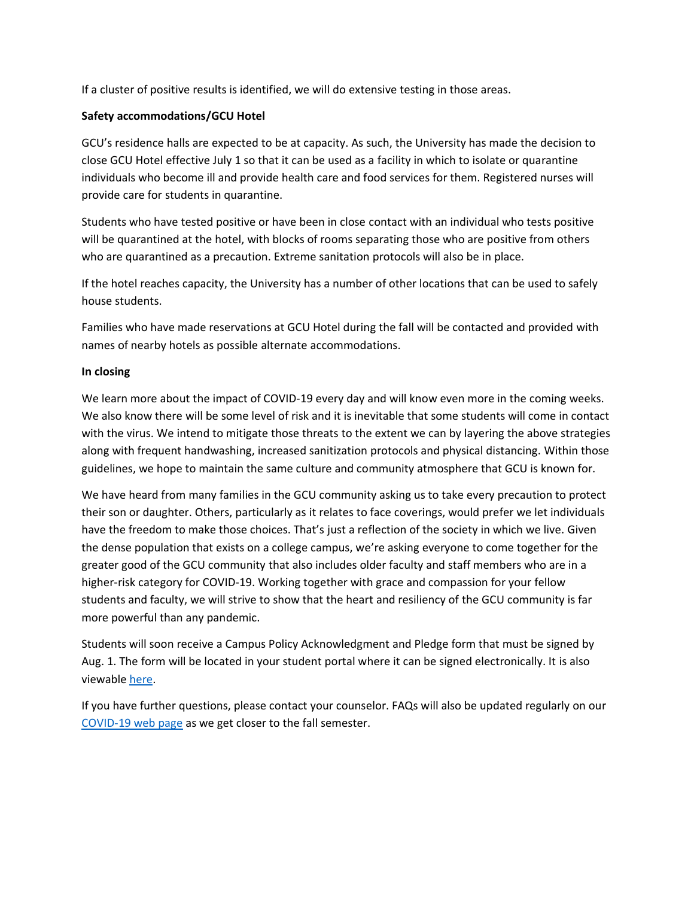If a cluster of positive results is identified, we will do extensive testing in those areas.

**Safety accommodations/GCU Hotel**

GCU's residence halls are expected to be at capacity. As such, the University has made the decision to close GCU Hotel effective July 1 so that it can be used as a facility in which to isolate or quarantine individuals who become ill and provide health care and food services for them. Registered nurses will provide care for students in quarantine.

Students who have tested positive or have been in close contact with an individual who tests positive will be quarantined at the hotel, with blocks of rooms separating those who are positive from others who are quarantined as a precaution. Extreme sanitation protocols will also be in place.

If the hotel reaches capacity, the University has a number of other locations that can be used to safely house students.

Families who have made reservations at GCU Hotel during the fall will be contacted and provided with names of nearby hotels as possible alternate accommodations.

**In closing**

We learn more about the impact of COVID-19 every day and will know even more in the coming weeks. We also know there will be some level of risk and it is inevitable that some students will come in contact with the virus. We intend to mitigate those threats to the extent we can by layering the above strategies along with frequent handwashing, increased sanitization protocols and physical distancing. Within those guidelines, we hope to maintain the same culture and community atmosphere that GCU is known for.

We have heard from many families in the GCU community asking us to take every precaution to protect their son or daughter. Others, particularly as it relates to face coverings, would prefer we let individuals have the freedom to make those choices. That's just a reflection of the society in which we live. Given the dense population that exists on a college campus, we're asking everyone to come together for the greater good of the GCU community that also includes older faculty and staff members who are in a higher-risk category for COVID-19. Working together with grace and compassion for your fellow students and faculty, we will strive to show that the heart and resiliency of the GCU community is far more powerful than any pandemic.

Students will soon receive a Campus Policy Acknowledgment and Pledge form that must be signed by Aug. 1. The form will be located in your student portal where it can be signed electronically. It is also viewable here.

If you have further questions, please contact your counselor. FAQs will also be updated regularly on our COVID-19 web page as we get closer to the fall semester.